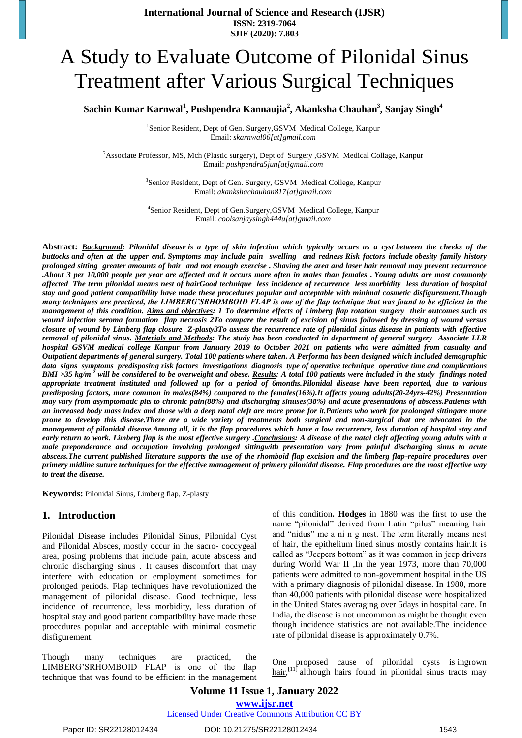# A Study to Evaluate Outcome of Pilonidal Sinus Treatment after Various Surgical Techniques

**Sachin Kumar Karnwal[1], Pushpendra Kannaujia[2], Akanksha Chauhan[3], Sanjay Singh[4]**

[1]Senior Resident, Dept of Gen. Surgery,GSVM Medical College, Kanpur
Email: *skarnwal06[at]gmail.com*

[2]Associate Professor, MS, Mch (Plastic surgery), Dept.of Surgery ,GSVM Medical Collage, Kanpur
Email: *pushpendra5jun[at]gmail.com*

[3]Senior Resident, Dept of Gen. Surgery, GSVM Medical College, Kanpur
Email: *akankshachauhan817[at]gmail.com*

[4]Senior Resident, Dept of Gen.Surgery,GSVM Medical College, Kanpur
Email: *coolsanjaysingh444u[at]gmail.com*

**Abstract:** ***Background**: Pilonidal disease is a type of skin infection which typically occurs as a cyst between the cheeks of the buttocks and often at the upper end. Symptoms may include pain swelling and redness Risk factors include obesity family history prolonged sitting greater amounts of hair and not enough exercise . Shaving the area and laser hair removal may prevent recurrence .About 3 per 10,000 people per year are affected and it occurs more often in males than females . Young adults are most commonly affected The term pilonidal means nest of hairGood technique less incidence of recurrence less morbidity less duration of hospital stay and good patient compatibility have made these procedures popular and acceptable with minimal cosmetic disfigurement.Though many techniques are practiced, the LIMBERG'SRHOMBOID FLAP is one of the flap technique that was found to be efficient in the management of this condition. **Aims and objectives**: 1 To determine effects of Limberg flap rotation surgery their outcomes such as wound infection seroma formation flap necrosis 2To compare the result of excision of sinus followed by dressing of wound versus closure of wound by Limberg flap closure Z-plasty3To assess the recurrence rate of pilonidal sinus disease in patients with effective removal of pilonidal sinus. **Materials and Methods**: The study has been conducted in department of general surgery Associate LLR hospital GSVM medical college Kanpur from January 2019 to October 2021 on patients who were admitted from casualty and Outpatient departments of general surgery. Total 100 patients where taken. A Performa has been designed which included demographic data signs symptoms predisposing risk factors investigations diagnosis type of operative technique operative time and complications BMI >35 kg/m $^2$ will be considered to be overweight and obese. **Results**: A total 100 patients were included in the study findings noted appropriate treatment instituted and followed up for a period of 6months.Pilonidal disease have been reported, due to various predisposing factors, more common in males(84%) compared to the females(16%).It affects young adults(20-24yrs-42%) Presentation may vary from asymptomatic pits to chronic pain(88%) and discharging sinuses(38%) and acute presentations of abscess.Patients with an increased body mass index and those with a deep natal cleft are more prone for it.Patients who work for prolonged sittingare more prone to develop this disease.There are a wide variety of treatments both surgical and non-surgical that are advocated in the management of pilonidal disease.Among all, it is the flap procedures which have a low recurrence, less duration of hospital stay and early return to work. Limberg flap is the most effective surgery .**Conclusions**: A disease of the natal cleft affecting young adults with a male preponderance and occupation involving prolonged sittingwith presentation vary from painful discharging sinus to acute abscess.The current published literature supports the use of the rhomboid flap excision and the limberg flap-repair procedures over primery midline suture techniques for the effective management of primery pilonidal disease. Flap procedures are the most effective way to treat the disease.*

**Keywords:** Pilonidal Sinus, Limberg flap, Z-plasty

## 1. Introduction

Pilonidal Disease includes Pilonidal Sinus, Pilonidal Cyst and Pilonidal Absces, mostly occur in the sacro- coccygeal area, posing problems that include pain, acute abscess and chronic discharging sinus . It causes discomfort that may interfere with education or employment sometimes for prolonged periods. Flap techniques have revolutionized the management of pilonidal disease. Good technique, less incidence of recurrence, less morbidity, less duration of hospital stay and good patient compatibility have made these procedures popular and acceptable with minimal cosmetic disfigurement.

Though many techniques are practiced, the LIMBERG'SRHOMBOID FLAP is one of the flap technique that was found to be efficient in the management of this condition. **Hodges** in 1880 was the first to use the name "pilonidal" derived from Latin "pilus" meaning hair and "nidus" me a ni n g nest. The term literally means nest of hair, the epithelium lined sinus mostly contains hair.It is called as "Jeepers bottom" as it was common in jeep drivers during World War II ,In the year 1973, more than 70,000 patients were admitted to non-government hospital in the US with a primary diagnosis of pilonidal disease. In 1980, more than 40,000 patients with pilonidal disease were hospitalized in the United States averaging over 5days in hospital care. In India, the disease is not uncommon as might be thought even though incidence statistics are not available.The incidence rate of pilonidal disease is approximately 0.7%.

One proposed cause of pilonidal cysts is ingrown hair,[11] although hairs found in pilonidal sinus tracts may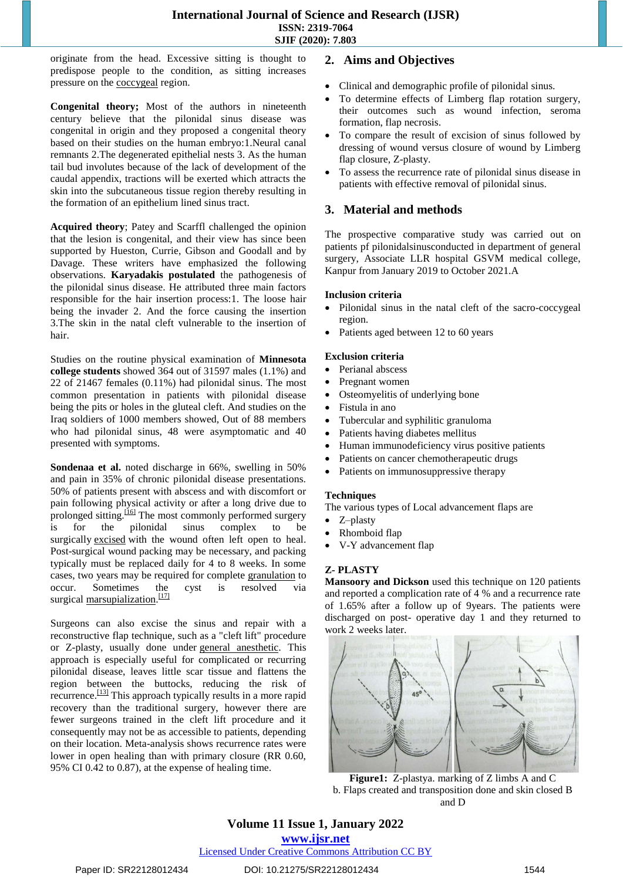originate from the head. Excessive sitting is thought to predispose people to the condition, as sitting increases pressure on the coccygeal region.

**Congenital theory;** Most of the authors in nineteenth century believe that the pilonidal sinus disease was congenital in origin and they proposed a congenital theory based on their studies on the human embryo:1.Neural canal remnants 2.The degenerated epithelial nests 3. As the human tail bud involutes because of the lack of development of the caudal appendix, tractions will be exerted which attracts the skin into the subcutaneous tissue region thereby resulting in the formation of an epithelium lined sinus tract.

**Acquired theory**; Patey and Scarffl challenged the opinion that the lesion is congenital, and their view has since been supported by Hueston, Currie, Gibson and Goodall and by Davage. These writers have emphasized the following observations. **Karyadakis postulated** the pathogenesis of the pilonidal sinus disease. He attributed three main factors responsible for the hair insertion process:1. The loose hair being the invader 2. And the force causing the insertion 3.The skin in the natal cleft vulnerable to the insertion of hair.

Studies on the routine physical examination of **Minnesota college students** showed 364 out of 31597 males (1.1%) and 22 of 21467 females (0.11%) had pilonidal sinus. The most common presentation in patients with pilonidal disease being the pits or holes in the gluteal cleft. And studies on the Iraq soldiers of 1000 members showed, Out of 88 members who had pilonidal sinus, 48 were asymptomatic and 40 presented with symptoms.

**Sondenaa et al.** noted discharge in 66%, swelling in 50% and pain in 35% of chronic pilonidal disease presentations. 50% of patients present with abscess and with discomfort or pain following physical activity or after a long drive due to prolonged sitting.[16] The most commonly performed surgery is for the pilonidal sinus complex to be surgically excised with the wound often left open to heal. Post-surgical wound packing may be necessary, and packing typically must be replaced daily for 4 to 8 weeks. In some cases, two years may be required for complete granulation to occur. Sometimes the cyst is resolved via surgical marsupialization.[17]

Surgeons can also excise the sinus and repair with a reconstructive flap technique, such as a "cleft lift" procedure or Z-plasty, usually done under general anesthetic. This approach is especially useful for complicated or recurring pilonidal disease, leaves little scar tissue and flattens the region between the buttocks, reducing the risk of recurrence.[13] This approach typically results in a more rapid recovery than the traditional surgery, however there are fewer surgeons trained in the cleft lift procedure and it consequently may not be as accessible to patients, depending on their location. Meta-analysis shows recurrence rates were lower in open healing than with primary closure (RR 0.60, 95% CI 0.42 to 0.87), at the expense of healing time.

## 2. Aims and Objectives

- Clinical and demographic profile of pilonidal sinus.
- To determine effects of Limberg flap rotation surgery, their outcomes such as wound infection, seroma formation, flap necrosis.
- To compare the result of excision of sinus followed by dressing of wound versus closure of wound by Limberg flap closure, Z-plasty.
- To assess the recurrence rate of pilonidal sinus disease in patients with effective removal of pilonidal sinus.

## 3. Material and methods

The prospective comparative study was carried out on patients pf pilonidalsinusconducted in department of general surgery, Associate LLR hospital GSVM medical college, Kanpur from January 2019 to October 2021.A

**Inclusion criteria**

- Pilonidal sinus in the natal cleft of the sacro-coccygeal region.
- Patients aged between 12 to 60 years

**Exclusion criteria**

- Perianal abscess
- Pregnant women
- Osteomyelitis of underlying bone
- Fistula in ano
- Tubercular and syphilitic granuloma
- Patients having diabetes mellitus
- Human immunodeficiency virus positive patients
- Patients on cancer chemotherapeutic drugs
- Patients on immunosuppressive therapy

**Techniques**

The various types of Local advancement flaps are

- Z–plasty
- Rhomboid flap
- V-Y advancement flap

**Z- PLASTY**

**Mansoory and Dickson** used this technique on 120 patients and reported a complication rate of 4 % and a recurrence rate of 1.65% after a follow up of 9years. The patients were discharged on post- operative day 1 and they returned to work 2 weeks later.

**Figure1:** Z-plastya. marking of Z limbs A and C
b. Flaps created and transposition done and skin closed B and D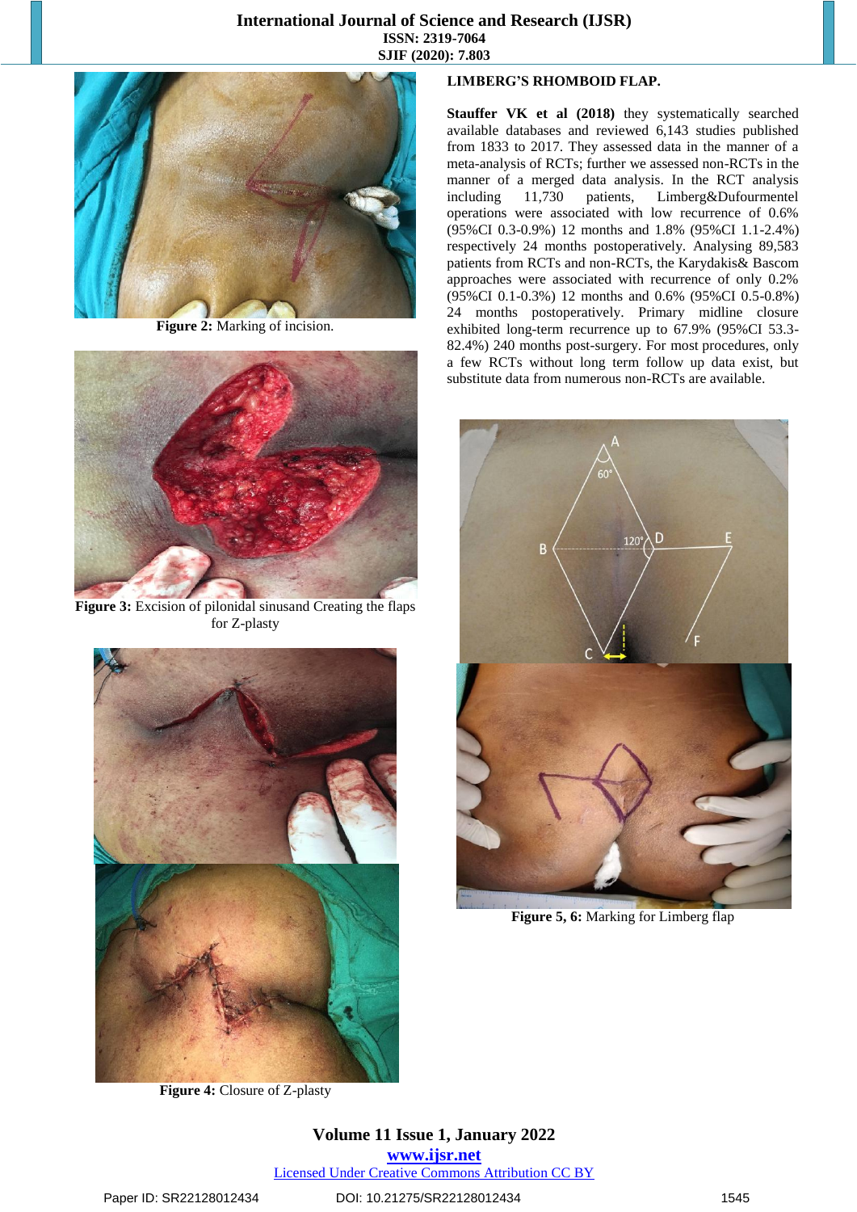Figure 2: Marking of incision.

Figure 3: Excision of pilonidal sinusand Creating the flaps for Z-plasty

Figure 4: Closure of Z-plasty

**LIMBERG'S RHOMBOID FLAP.**

**Stauffer VK et al (2018)** they systematically searched available databases and reviewed 6,143 studies published from 1833 to 2017. They assessed data in the manner of a meta-analysis of RCTs; further we assessed non-RCTs in the manner of a merged data analysis. In the RCT analysis including 11,730 patients, Limberg&Dufourmentel operations were associated with low recurrence of 0.6% (95%CI 0.3-0.9%) 12 months and 1.8% (95%CI 1.1-2.4%) respectively 24 months postoperatively. Analysing 89,583 patients from RCTs and non-RCTs, the Karydakis& Bascom approaches were associated with recurrence of only 0.2% (95%CI 0.1-0.3%) 12 months and 0.6% (95%CI 0.5-0.8%) 24 months postoperatively. Primary midline closure exhibited long-term recurrence up to 67.9% (95%CI 53.3-82.4%) 240 months post-surgery. For most procedures, only a few RCTs without long term follow up data exist, but substitute data from numerous non-RCTs are available.

Figure 5, 6: Marking for Limberg flap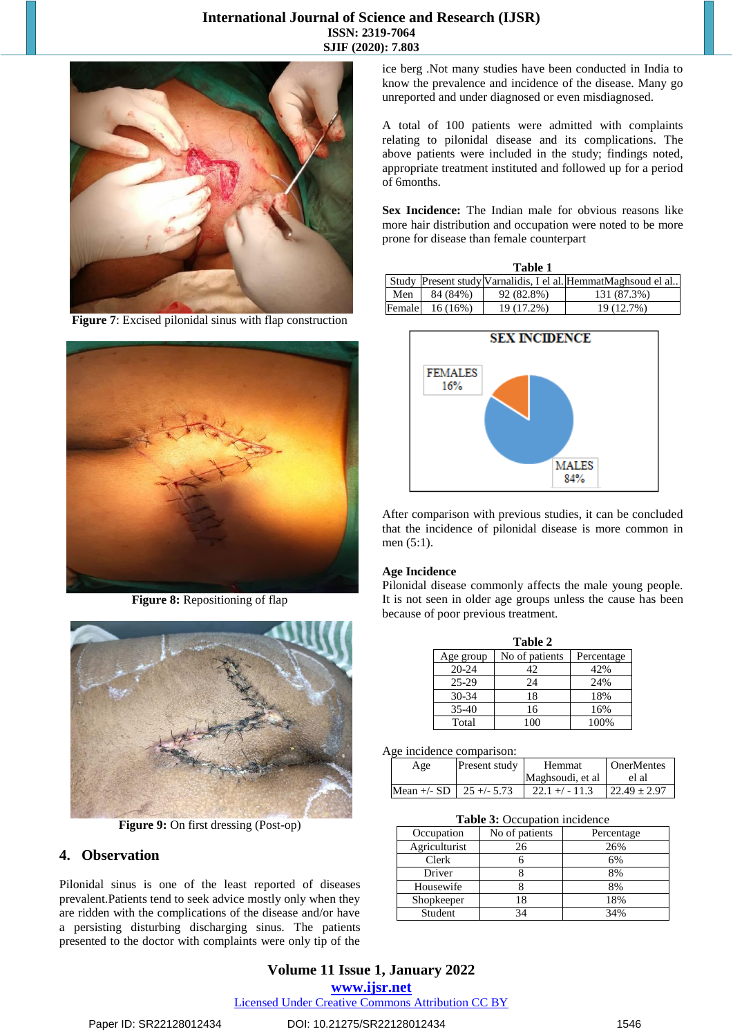Figure 7: Excised pilonidal sinus with flap construction

Figure 8: Repositioning of flap

Figure 9: On first dressing (Post-op)

## 4. Observation

Pilonidal sinus is one of the least reported of diseases prevalent.Patients tend to seek advice mostly only when they are ridden with the complications of the disease and/or have a persisting disturbing discharging sinus. The patients presented to the doctor with complaints were only tip of the ice berg .Not many studies have been conducted in India to know the prevalence and incidence of the disease. Many go unreported and under diagnosed or even misdiagnosed.

A total of 100 patients were admitted with complaints relating to pilonidal disease and its complications. The above patients were included in the study; findings noted, appropriate treatment instituted and followed up for a period of 6months.

**Sex Incidence:** The Indian male for obvious reasons like more hair distribution and occupation were noted to be more prone for disease than female counterpart

**Table 1**

| Study | Present study | Varnalidis, I el al. | HemmatMaghsoud el al.. |
|---|---|---|---|
| Men | 84 (84%) | 92 (82.8%) | 131 (87.3%) |
| Female | 16 (16%) | 19 (17.2%) | 19 (12.7%) |

SEX INCIDENCE

FEMALES 16%

MALES 84%

After comparison with previous studies, it can be concluded that the incidence of pilonidal disease is more common in men (5:1).

**Age Incidence**

Pilonidal disease commonly affects the male young people. It is not seen in older age groups unless the cause has been because of poor previous treatment.

**Table 2**

| Age group | No of patients | Percentage |
|---|---|---|
| 20-24 | 42 | 42% |
| 25-29 | 24 | 24% |
| 30-34 | 18 | 18% |
| 35-40 | 16 | 16% |
| Total | 100 | 100% |

Age incidence comparison:

| Age | Present study | Hemmat Maghsoudi, et al | OnerMentes el al |
|---|---|---|---|
| Mean +/- SD | 25 +/- 5.73 | 22.1 +/ - 11.3 | 22.49 ± 2.97 |

**Table 3:** Occupation incidence

| Occupation | No of patients | Percentage |
|---|---|---|
| Agriculturist | 26 | 26% |
| Clerk | 6 | 6% |
| Driver | 8 | 8% |
| Housewife | 8 | 8% |
| Shopkeeper | 18 | 18% |
| Student | 34 | 34% |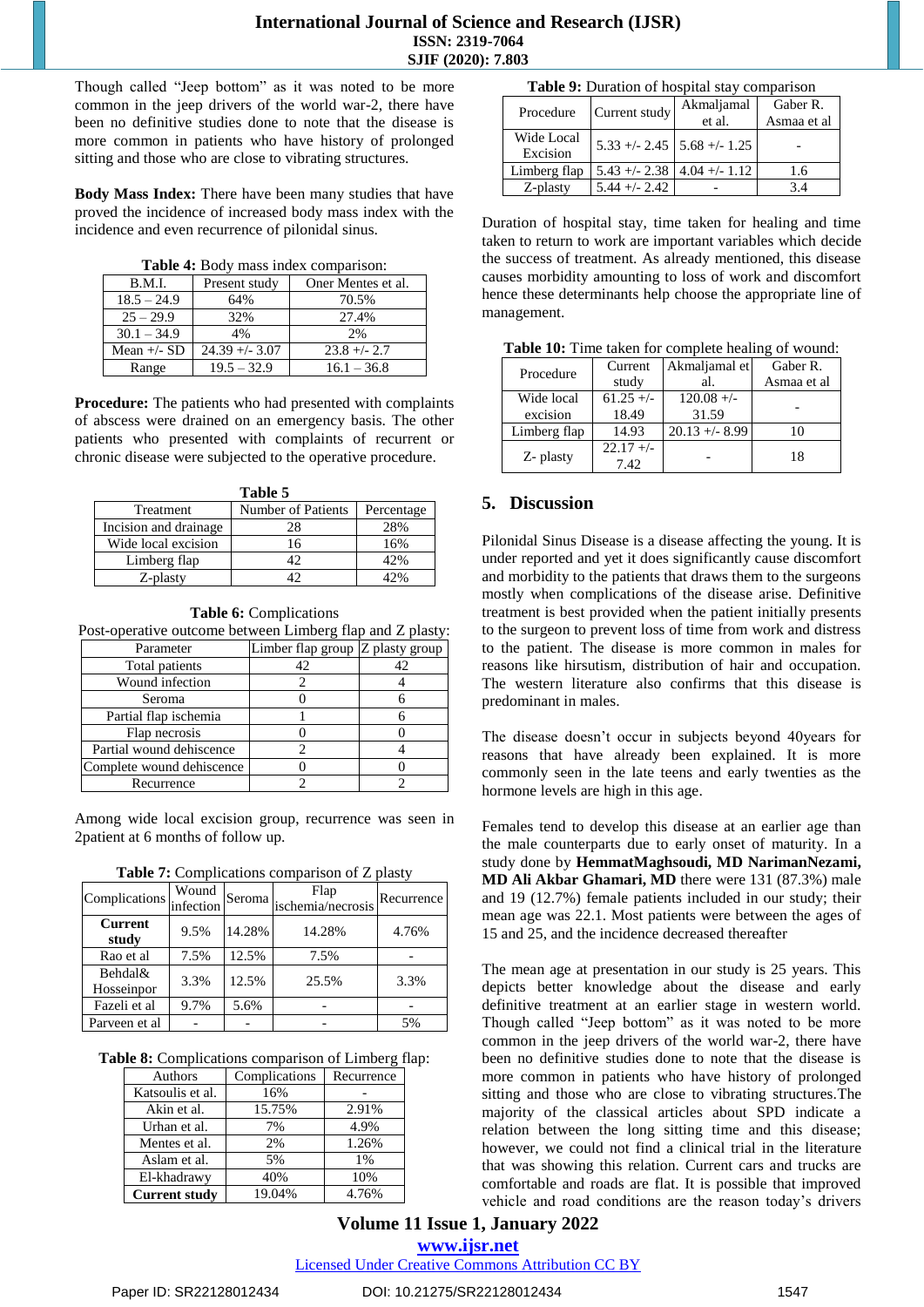Though called "Jeep bottom" as it was noted to be more common in the jeep drivers of the world war-2, there have been no definitive studies done to note that the disease is more common in patients who have history of prolonged sitting and those who are close to vibrating structures.

**Body Mass Index:** There have been many studies that have proved the incidence of increased body mass index with the incidence and even recurrence of pilonidal sinus.

**Table 4:** Body mass index comparison:

| B.M.I. | Present study | Oner Mentes et al. |
|---|---|---|
| 18.5 – 24.9 | 64% | 70.5% |
| 25 – 29.9 | 32% | 27.4% |
| 30.1 – 34.9 | 4% | 2% |
| Mean +/- SD | 24.39 +/- 3.07 | 23.8 +/- 2.7 |
| Range | 19.5 – 32.9 | 16.1 – 36.8 |

**Procedure:** The patients who had presented with complaints of abscess were drained on an emergency basis. The other patients who presented with complaints of recurrent or chronic disease were subjected to the operative procedure.

**Table 5**

| Treatment | Number of Patients | Percentage |
|---|---|---|
| Incision and drainage | 28 | 28% |
| Wide local excision | 16 | 16% |
| Limberg flap | 42 | 42% |
| Z-plasty | 42 | 42% |

**Table 6:** Complications

Post-operative outcome between Limberg flap and Z plasty:

| Parameter | Limber flap group | Z plasty group |
|---|---|---|
| Total patients | 42 | 42 |
| Wound infection | 2 | 4 |
| Seroma | 0 | 6 |
| Partial flap ischemia | 1 | 6 |
| Flap necrosis | 0 | 0 |
| Partial wound dehiscence | 2 | 4 |
| Complete wound dehiscence | 0 | 0 |
| Recurrence | 2 | 2 |

Among wide local excision group, recurrence was seen in 2patient at 6 months of follow up.

**Table 7:** Complications comparison of Z plasty

| Complications | Wound infection | Seroma | Flap ischemia/necrosis | Recurrence |
|---|---|---|---|---|
| **Current study** | 9.5% | 14.28% | 14.28% | 4.76% |
| Rao et al | 7.5% | 12.5% | 7.5% | - |
| Behdal& Hosseinpor | 3.3% | 12.5% | 25.5% | 3.3% |
| Fazeli et al | 9.7% | 5.6% | - | - |
| Parveen et al | - | - | - | 5% |

**Table 8:** Complications comparison of Limberg flap:

| Authors | Complications | Recurrence |
|---|---|---|
| Katsoulis et al. | 16% | - |
| Akin et al. | 15.75% | 2.91% |
| Urhan et al. | 7% | 4.9% |
| Mentes et al. | 2% | 1.26% |
| Aslam et al. | 5% | 1% |
| El-khadrawy | 40% | 10% |
| **Current study** | 19.04% | 4.76% |

**Table 9:** Duration of hospital stay comparison

| Procedure | Current study | Akmaljamal et al. | Gaber R. Asmaa et al |
|---|---|---|---|
| Wide Local Excision | 5.33 +/- 2.45 | 5.68 +/- 1.25 | - |
| Limberg flap | 5.43 +/- 2.38 | 4.04 +/- 1.12 | 1.6 |
| Z-plasty | 5.44 +/- 2.42 | - | 3.4 |

Duration of hospital stay, time taken for healing and time taken to return to work are important variables which decide the success of treatment. As already mentioned, this disease causes morbidity amounting to loss of work and discomfort hence these determinants help choose the appropriate line of management.

**Table 10:** Time taken for complete healing of wound:

| Procedure | Current study | Akmaljamal et al. | Gaber R. Asmaa et al |
|---|---|---|---|
| Wide local excision | 61.25 +/- 18.49 | 120.08 +/- 31.59 | - |
| Limberg flap | 14.93 | 20.13 +/- 8.99 | 10 |
| Z- plasty | 22.17 +/- 7.42 | - | 18 |

## 5. Discussion

Pilonidal Sinus Disease is a disease affecting the young. It is under reported and yet it does significantly cause discomfort and morbidity to the patients that draws them to the surgeons mostly when complications of the disease arise. Definitive treatment is best provided when the patient initially presents to the surgeon to prevent loss of time from work and distress to the patient. The disease is more common in males for reasons like hirsutism, distribution of hair and occupation. The western literature also confirms that this disease is predominant in males.

The disease doesn't occur in subjects beyond 40years for reasons that have already been explained. It is more commonly seen in the late teens and early twenties as the hormone levels are high in this age.

Females tend to develop this disease at an earlier age than the male counterparts due to early onset of maturity. In a study done by **HemmatMaghsoudi, MD NarimanNezami, MD Ali Akbar Ghamari, MD** there were 131 (87.3%) male and 19 (12.7%) female patients included in our study; their mean age was 22.1. Most patients were between the ages of 15 and 25, and the incidence decreased thereafter

The mean age at presentation in our study is 25 years. This depicts better knowledge about the disease and early definitive treatment at an earlier stage in western world. Though called "Jeep bottom" as it was noted to be more common in the jeep drivers of the world war-2, there have been no definitive studies done to note that the disease is more common in patients who have history of prolonged sitting and those who are close to vibrating structures.The majority of the classical articles about SPD indicate a relation between the long sitting time and this disease; however, we could not find a clinical trial in the literature that was showing this relation. Current cars and trucks are comfortable and roads are flat. It is possible that improved vehicle and road conditions are the reason today's drivers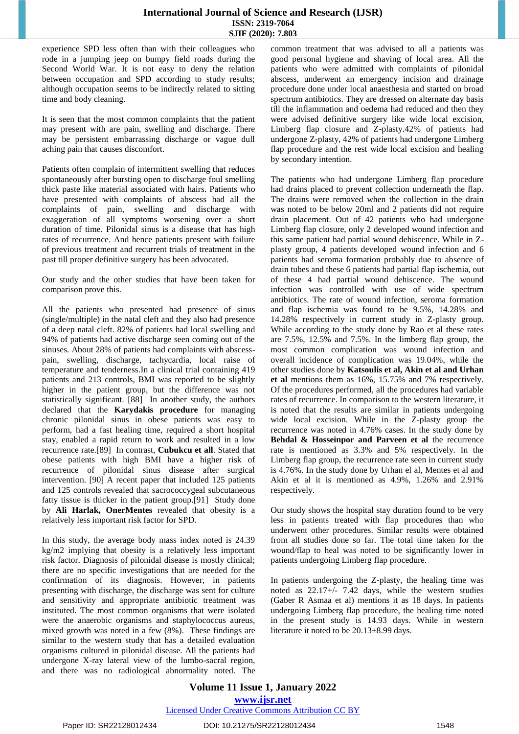experience SPD less often than with their colleagues who rode in a jumping jeep on bumpy field roads during the Second World War. It is not easy to deny the relation between occupation and SPD according to study results; although occupation seems to be indirectly related to sitting time and body cleaning.

It is seen that the most common complaints that the patient may present with are pain, swelling and discharge. There may be persistent embarrassing discharge or vague dull aching pain that causes discomfort.

Patients often complain of intermittent swelling that reduces spontaneously after bursting open to discharge foul smelling thick paste like material associated with hairs. Patients who have presented with complaints of abscess had all the complaints of pain, swelling and discharge with exaggeration of all symptoms worsening over a short duration of time. Pilonidal sinus is a disease that has high rates of recurrence. And hence patients present with failure of previous treatment and recurrent trials of treatment in the past till proper definitive surgery has been advocated.

Our study and the other studies that have been taken for comparison prove this.

All the patients who presented had presence of sinus (single/multiple) in the natal cleft and they also had presence of a deep natal cleft. 82% of patients had local swelling and 94% of patients had active discharge seen coming out of the sinuses. About 28% of patients had complaints with abscess-pain, swelling, discharge, tachycardia, local raise of temperature and tenderness.In a clinical trial containing 419 patients and 213 controls, BMI was reported to be slightly higher in the patient group, but the difference was not statistically significant. [88] In another study, the authors declared that the **Karydakis procedure** for managing chronic pilonidal sinus in obese patients was easy to perform, had a fast healing time, required a short hospital stay, enabled a rapid return to work and resulted in a low recurrence rate.[89] In contrast, **Cubukcu et all**. Stated that obese patients with high BMI have a higher risk of recurrence of pilonidal sinus disease after surgical intervention. [90] A recent paper that included 125 patients and 125 controls revealed that sacrococcygeal subcutaneous fatty tissue is thicker in the patient group.[91] Study done by **Ali Harlak, OnerMentes** revealed that obesity is a relatively less important risk factor for SPD.

In this study, the average body mass index noted is 24.39 kg/m2 implying that obesity is a relatively less important risk factor. Diagnosis of pilonidal disease is mostly clinical; there are no specific investigations that are needed for the confirmation of its diagnosis. However, in patients presenting with discharge, the discharge was sent for culture and sensitivity and appropriate antibiotic treatment was instituted. The most common organisms that were isolated were the anaerobic organisms and staphylococcus aureus, mixed growth was noted in a few (8%). These findings are similar to the western study that has a detailed evaluation organisms cultured in pilonidal disease. All the patients had undergone X-ray lateral view of the lumbo-sacral region, and there was no radiological abnormality noted. The common treatment that was advised to all a patients was good personal hygiene and shaving of local area. All the patients who were admitted with complaints of pilonidal abscess, underwent an emergency incision and drainage procedure done under local anaesthesia and started on broad spectrum antibiotics. They are dressed on alternate day basis till the inflammation and oedema had reduced and then they were advised definitive surgery like wide local excision, Limberg flap closure and Z-plasty.42% of patients had undergone Z-plasty, 42% of patients had undergone Limberg flap procedure and the rest wide local excision and healing by secondary intention.

The patients who had undergone Limberg flap procedure had drains placed to prevent collection underneath the flap. The drains were removed when the collection in the drain was noted to be below 20ml and 2 patients did not require drain placement. Out of 42 patients who had undergone Limberg flap closure, only 2 developed wound infection and this same patient had partial wound dehiscence. While in Z-plasty group, 4 patients developed wound infection and 6 patients had seroma formation probably due to absence of drain tubes and these 6 patients had partial flap ischemia, out of these 4 had partial wound dehiscence. The wound infection was controlled with use of wide spectrum antibiotics. The rate of wound infection, seroma formation and flap ischemia was found to be 9.5%, 14.28% and 14.28% respectively in current study in Z-plasty group. While according to the study done by Rao et al these rates are 7.5%, 12.5% and 7.5%. In the limberg flap group, the most common complication was wound infection and overall incidence of complication was 19.04%, while the other studies done by **Katsoulis et al, Akin et al and Urhan et al** mentions them as 16%, 15.75% and 7% respectively. Of the procedures performed, all the procedures had variable rates of recurrence. In comparison to the western literature, it is noted that the results are similar in patients undergoing wide local excision. While in the Z-plasty group the recurrence was noted in 4.76% cases. In the study done by **Behdal & Hosseinpor and Parveen et al** the recurrence rate is mentioned as 3.3% and 5% respectively. In the Limberg flap group, the recurrence rate seen in current study is 4.76%. In the study done by Urhan el al, Mentes et al and Akin et al it is mentioned as 4.9%, 1.26% and 2.91% respectively.

Our study shows the hospital stay duration found to be very less in patients treated with flap procedures than who underwent other procedures. Similar results were obtained from all studies done so far. The total time taken for the wound/flap to heal was noted to be significantly lower in patients undergoing Limberg flap procedure.

In patients undergoing the Z-plasty, the healing time was noted as 22.17+/- 7.42 days, while the western studies (Gaber R Asmaa et al) mentions it as 18 days. In patients undergoing Limberg flap procedure, the healing time noted in the present study is 14.93 days. While in western literature it noted to be 20.13±8.99 days.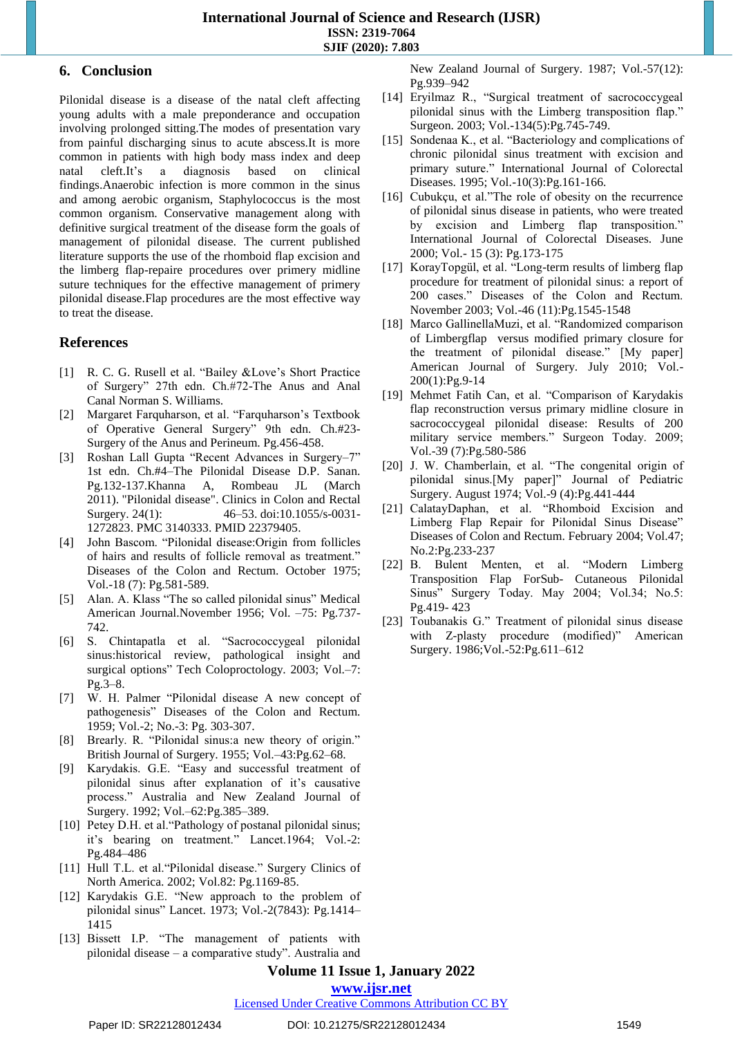## 6. Conclusion

Pilonidal disease is a disease of the natal cleft affecting young adults with a male preponderance and occupation involving prolonged sitting.The modes of presentation vary from painful discharging sinus to acute abscess.It is more common in patients with high body mass index and deep natal cleft.It's a diagnosis based on clinical findings.Anaerobic infection is more common in the sinus and among aerobic organism, Staphylococcus is the most common organism. Conservative management along with definitive surgical treatment of the disease form the goals of management of pilonidal disease. The current published literature supports the use of the rhomboid flap excision and the limberg flap-repaire procedures over primery midline suture techniques for the effective management of primery pilonidal disease.Flap procedures are the most effective way to treat the disease.

## References

[1] R. C. G. Rusell et al. "Bailey &Love's Short Practice of Surgery" 27th edn. Ch.#72-The Anus and Anal Canal Norman S. Williams.

[2] Margaret Farquharson, et al. "Farquharson's Textbook of Operative General Surgery" 9th edn. Ch.#23-Surgery of the Anus and Perineum. Pg.456-458.

[3] Roshan Lall Gupta "Recent Advances in Surgery–7" 1st edn. Ch.#4–The Pilonidal Disease D.P. Sanan. Pg.132-137.Khanna A, Rombeau JL (March 2011). "Pilonidal disease". Clinics in Colon and Rectal Surgery. 24(1): 46–53. doi:10.1055/s-0031-1272823. PMC 3140333. PMID 22379405.

[4] John Bascom. "Pilonidal disease:Origin from follicles of hairs and results of follicle removal as treatment." Diseases of the Colon and Rectum. October 1975; Vol.-18 (7): Pg.581-589.

[5] Alan. A. Klass "The so called pilonidal sinus" Medical American Journal.November 1956; Vol. –75: Pg.737-742.

[6] S. Chintapatla et al. "Sacrococcygeal pilonidal sinus:historical review, pathological insight and surgical options" Tech Coloproctology. 2003; Vol.–7: Pg.3–8.

[7] W. H. Palmer "Pilonidal disease A new concept of pathogenesis" Diseases of the Colon and Rectum. 1959; Vol.-2; No.-3: Pg. 303-307.

[8] Brearly. R. "Pilonidal sinus:a new theory of origin." British Journal of Surgery. 1955; Vol.–43:Pg.62–68.

[9] Karydakis. G.E. "Easy and successful treatment of pilonidal sinus after explanation of it's causative process." Australia and New Zealand Journal of Surgery. 1992; Vol.–62:Pg.385–389.

[10] Petey D.H. et al."Pathology of postanal pilonidal sinus; it's bearing on treatment." Lancet.1964; Vol.-2: Pg.484–486

[11] Hull T.L. et al."Pilonidal disease." Surgery Clinics of North America. 2002; Vol.82: Pg.1169-85.

[12] Karydakis G.E. "New approach to the problem of pilonidal sinus" Lancet. 1973; Vol.-2(7843): Pg.1414–1415

[13] Bissett I.P. "The management of patients with pilonidal disease – a comparative study". Australia and New Zealand Journal of Surgery. 1987; Vol.-57(12): Pg.939–942

[14] Eryilmaz R., "Surgical treatment of sacrococcygeal pilonidal sinus with the Limberg transposition flap." Surgeon. 2003; Vol.-134(5):Pg.745-749.

[15] Sondenaa K., et al. "Bacteriology and complications of chronic pilonidal sinus treatment with excision and primary suture." International Journal of Colorectal Diseases. 1995; Vol.-10(3):Pg.161-166.

[16] Cubukçu, et al."The role of obesity on the recurrence of pilonidal sinus disease in patients, who were treated by excision and Limberg flap transposition." International Journal of Colorectal Diseases. June 2000; Vol.- 15 (3): Pg.173-175

[17] KorayTopgül, et al. "Long-term results of limberg flap procedure for treatment of pilonidal sinus: a report of 200 cases." Diseases of the Colon and Rectum. November 2003; Vol.-46 (11):Pg.1545-1548

[18] Marco GallinellaMuzi, et al. "Randomized comparison of Limbergflap versus modified primary closure for the treatment of pilonidal disease." [My paper] American Journal of Surgery. July 2010; Vol.-200(1):Pg.9-14

[19] Mehmet Fatih Can, et al. "Comparison of Karydakis flap reconstruction versus primary midline closure in sacrococcygeal pilonidal disease: Results of 200 military service members." Surgeon Today. 2009; Vol.-39 (7):Pg.580-586

[20] J. W. Chamberlain, et al. "The congenital origin of pilonidal sinus.[My paper]" Journal of Pediatric Surgery. August 1974; Vol.-9 (4):Pg.441-444

[21] CalatayDaphan, et al. "Rhomboid Excision and Limberg Flap Repair for Pilonidal Sinus Disease" Diseases of Colon and Rectum. February 2004; Vol.47; No.2:Pg.233-237

[22] B. Bulent Menten, et al. "Modern Limberg Transposition Flap ForSub- Cutaneous Pilonidal Sinus" Surgery Today. May 2004; Vol.34; No.5: Pg.419- 423

[23] Toubanakis G." Treatment of pilonidal sinus disease with Z-plasty procedure (modified)" American Surgery. 1986;Vol.-52:Pg.611–612